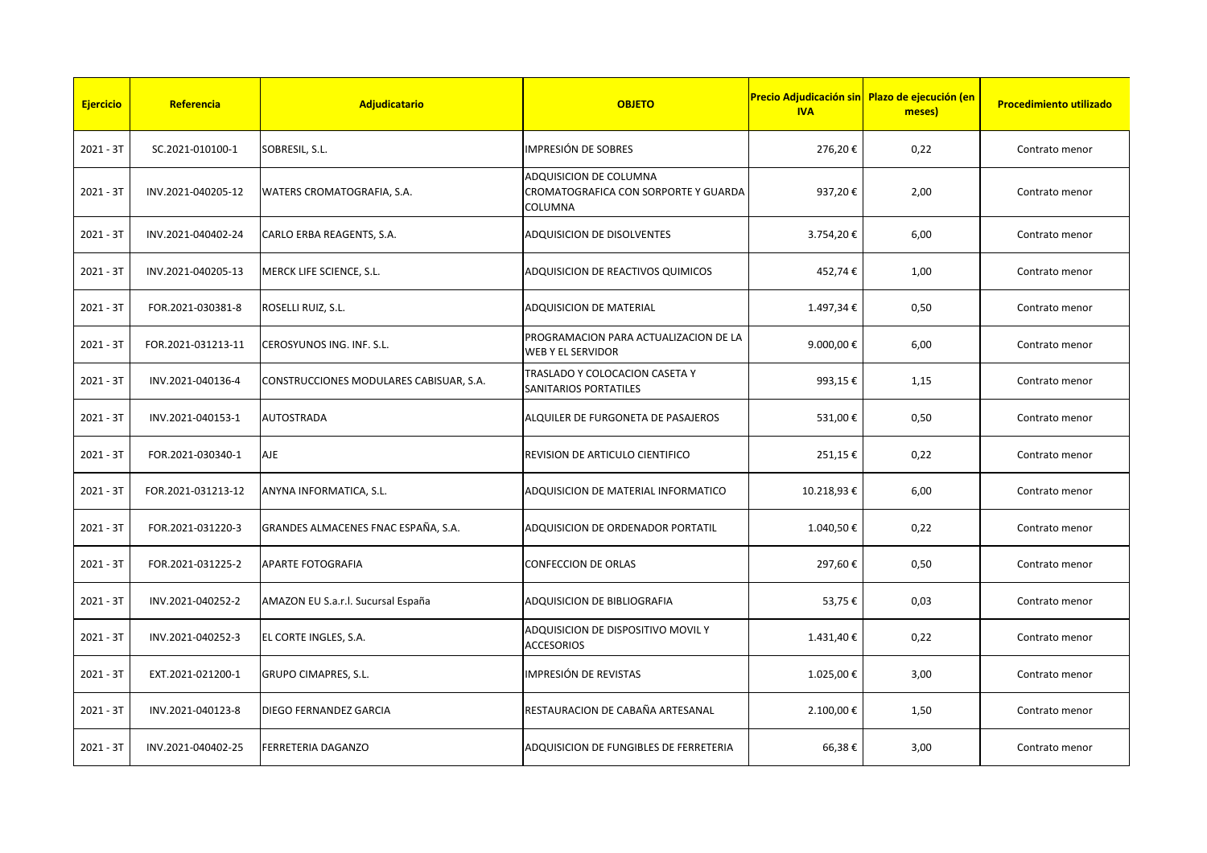| Ejercicio | Referencia | Adjudicatario | OBJETO | Precio Adjudicación sin IVA | Plazo de ejecución (en meses) | Procedimiento utilizado |
|---|---|---|---|---|---|---|
| 2021 - 3T | SC.2021-010100-1 | SOBRESIL, S.L. | IMPRESIÓN DE SOBRES | 276,20 € | 0,22 | Contrato menor |
| 2021 - 3T | INV.2021-040205-12 | WATERS CROMATOGRAFIA, S.A. | ADQUISICION DE COLUMNA CROMATOGRAFICA CON SORPORTE Y GUARDA COLUMNA | 937,20 € | 2,00 | Contrato menor |
| 2021 - 3T | INV.2021-040402-24 | CARLO ERBA REAGENTS, S.A. | ADQUISICION DE DISOLVENTES | 3.754,20 € | 6,00 | Contrato menor |
| 2021 - 3T | INV.2021-040205-13 | MERCK LIFE SCIENCE, S.L. | ADQUISICION DE REACTIVOS QUIMICOS | 452,74 € | 1,00 | Contrato menor |
| 2021 - 3T | FOR.2021-030381-8 | ROSELLI RUIZ, S.L. | ADQUISICION DE MATERIAL | 1.497,34 € | 0,50 | Contrato menor |
| 2021 - 3T | FOR.2021-031213-11 | CEROSYUNOS ING. INF. S.L. | PROGRAMACION PARA ACTUALIZACION DE LA WEB Y EL SERVIDOR | 9.000,00 € | 6,00 | Contrato menor |
| 2021 - 3T | INV.2021-040136-4 | CONSTRUCCIONES MODULARES CABISUAR, S.A. | TRASLADO Y COLOCACION CASETA Y SANITARIOS PORTATILES | 993,15 € | 1,15 | Contrato menor |
| 2021 - 3T | INV.2021-040153-1 | AUTOSTRADA | ALQUILER DE FURGONETA DE PASAJEROS | 531,00 € | 0,50 | Contrato menor |
| 2021 - 3T | FOR.2021-030340-1 | AJE | REVISION DE ARTICULO CIENTIFICO | 251,15 € | 0,22 | Contrato menor |
| 2021 - 3T | FOR.2021-031213-12 | ANYNA INFORMATICA, S.L. | ADQUISICION DE MATERIAL INFORMATICO | 10.218,93 € | 6,00 | Contrato menor |
| 2021 - 3T | FOR.2021-031220-3 | GRANDES ALMACENES FNAC ESPAÑA, S.A. | ADQUISICION DE ORDENADOR PORTATIL | 1.040,50 € | 0,22 | Contrato menor |
| 2021 - 3T | FOR.2021-031225-2 | APARTE FOTOGRAFIA | CONFECCION DE ORLAS | 297,60 € | 0,50 | Contrato menor |
| 2021 - 3T | INV.2021-040252-2 | AMAZON EU S.a.r.l. Sucursal España | ADQUISICION DE BIBLIOGRAFIA | 53,75 € | 0,03 | Contrato menor |
| 2021 - 3T | INV.2021-040252-3 | EL CORTE INGLES, S.A. | ADQUISICION DE DISPOSITIVO MOVIL Y ACCESORIOS | 1.431,40 € | 0,22 | Contrato menor |
| 2021 - 3T | EXT.2021-021200-1 | GRUPO CIMAPRES, S.L. | IMPRESIÓN DE REVISTAS | 1.025,00 € | 3,00 | Contrato menor |
| 2021 - 3T | INV.2021-040123-8 | DIEGO FERNANDEZ GARCIA | RESTAURACION DE CABAÑA ARTESANAL | 2.100,00 € | 1,50 | Contrato menor |
| 2021 - 3T | INV.2021-040402-25 | FERRETERIA DAGANZO | ADQUISICION DE FUNGIBLES DE FERRETERIA | 66,38 € | 3,00 | Contrato menor |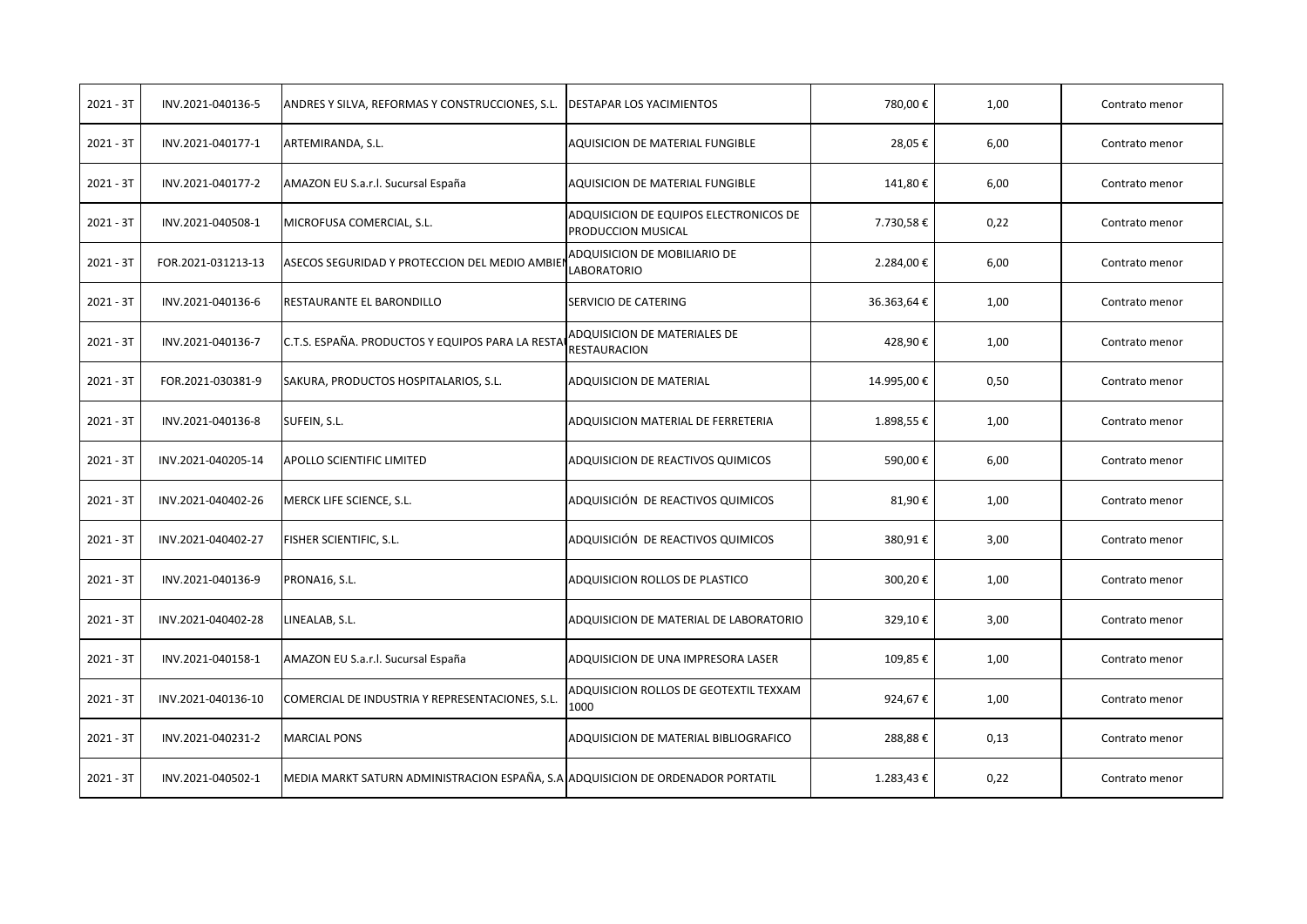| | | | | | | |
|---|---|---|---|---|---|---|
| 2021 - 3T | INV.2021-040136-5 | ANDRES Y SILVA, REFORMAS Y CONSTRUCCIONES, S.L. | DESTAPAR LOS YACIMIENTOS | 780,00 € | 1,00 | Contrato menor |
| 2021 - 3T | INV.2021-040177-1 | ARTEMIRANDA, S.L. | AQUISICION DE MATERIAL FUNGIBLE | 28,05 € | 6,00 | Contrato menor |
| 2021 - 3T | INV.2021-040177-2 | AMAZON EU S.a.r.l. Sucursal España | AQUISICION DE MATERIAL FUNGIBLE | 141,80 € | 6,00 | Contrato menor |
| 2021 - 3T | INV.2021-040508-1 | MICROFUSA COMERCIAL, S.L. | ADQUISICION DE EQUIPOS ELECTRONICOS DE PRODUCCION MUSICAL | 7.730,58 € | 0,22 | Contrato menor |
| 2021 - 3T | FOR.2021-031213-13 | ASECOS SEGURIDAD Y PROTECCION DEL MEDIO AMBIEN | ADQUISICION DE MOBILIARIO DE LABORATORIO | 2.284,00 € | 6,00 | Contrato menor |
| 2021 - 3T | INV.2021-040136-6 | RESTAURANTE EL BARONDILLO | SERVICIO DE CATERING | 36.363,64 € | 1,00 | Contrato menor |
| 2021 - 3T | INV.2021-040136-7 | C.T.S. ESPAÑA. PRODUCTOS Y EQUIPOS PARA LA RESTA | ADQUISICION DE MATERIALES DE RESTAURACION | 428,90 € | 1,00 | Contrato menor |
| 2021 - 3T | FOR.2021-030381-9 | SAKURA, PRODUCTOS HOSPITALARIOS, S.L. | ADQUISICION DE MATERIAL | 14.995,00 € | 0,50 | Contrato menor |
| 2021 - 3T | INV.2021-040136-8 | SUFEIN, S.L. | ADQUISICION MATERIAL DE FERRETERIA | 1.898,55 € | 1,00 | Contrato menor |
| 2021 - 3T | INV.2021-040205-14 | APOLLO SCIENTIFIC LIMITED | ADQUISICION DE REACTIVOS QUIMICOS | 590,00 € | 6,00 | Contrato menor |
| 2021 - 3T | INV.2021-040402-26 | MERCK LIFE SCIENCE, S.L. | ADQUISICIÓN DE REACTIVOS QUIMICOS | 81,90 € | 1,00 | Contrato menor |
| 2021 - 3T | INV.2021-040402-27 | FISHER SCIENTIFIC, S.L. | ADQUISICIÓN DE REACTIVOS QUIMICOS | 380,91 € | 3,00 | Contrato menor |
| 2021 - 3T | INV.2021-040136-9 | PRONA16, S.L. | ADQUISICION ROLLOS DE PLASTICO | 300,20 € | 1,00 | Contrato menor |
| 2021 - 3T | INV.2021-040402-28 | LINEALAB, S.L. | ADQUISICION DE MATERIAL DE LABORATORIO | 329,10 € | 3,00 | Contrato menor |
| 2021 - 3T | INV.2021-040158-1 | AMAZON EU S.a.r.l. Sucursal España | ADQUISICION DE UNA IMPRESORA LASER | 109,85 € | 1,00 | Contrato menor |
| 2021 - 3T | INV.2021-040136-10 | COMERCIAL DE INDUSTRIA Y REPRESENTACIONES, S.L. | ADQUISICION ROLLOS DE GEOTEXTIL TEXXAM 1000 | 924,67 € | 1,00 | Contrato menor |
| 2021 - 3T | INV.2021-040231-2 | MARCIAL PONS | ADQUISICION DE MATERIAL BIBLIOGRAFICO | 288,88 € | 0,13 | Contrato menor |
| 2021 - 3T | INV.2021-040502-1 | MEDIA MARKT SATURN ADMINISTRACION ESPAÑA, S.A | ADQUISICION DE ORDENADOR PORTATIL | 1.283,43 € | 0,22 | Contrato menor |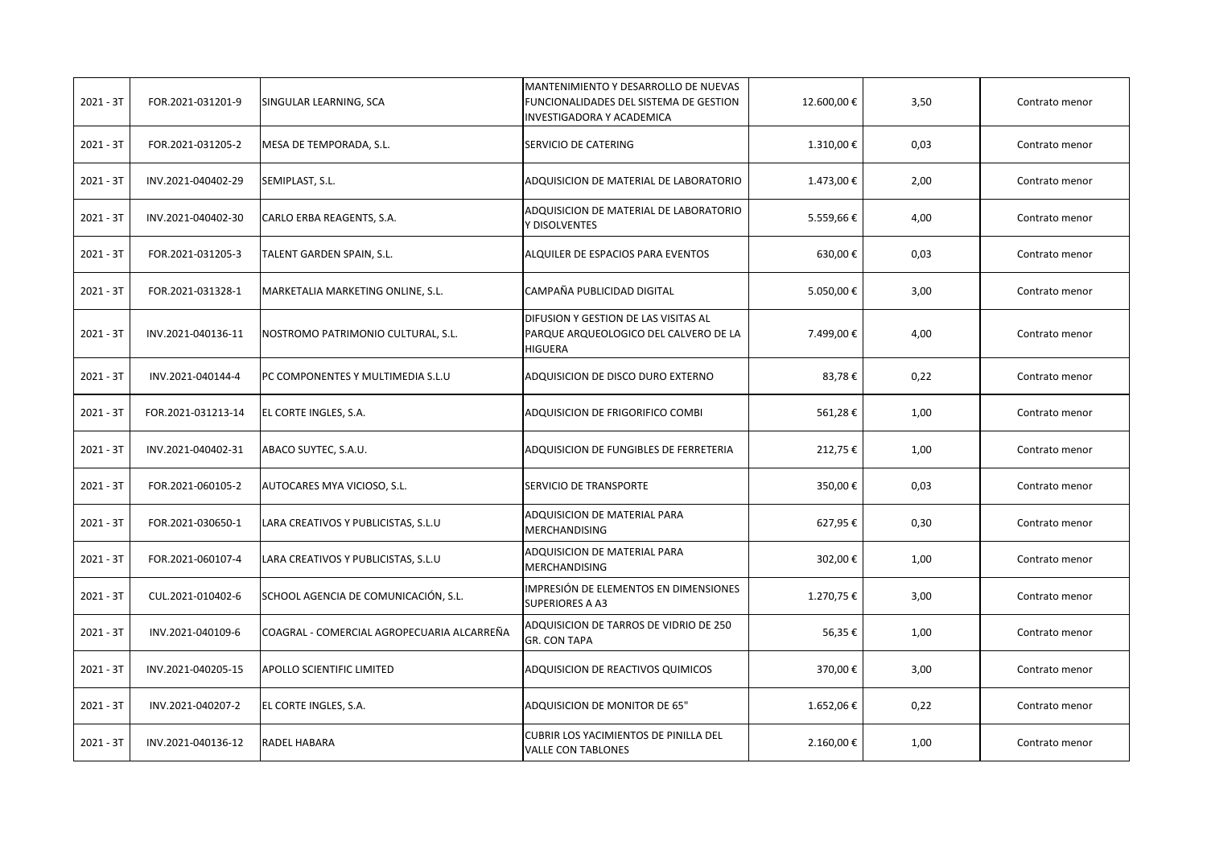| | | | | | | |
|---|---|---|---|---|---|---|
| 2021 - 3T | FOR.2021-031201-9 | SINGULAR LEARNING, SCA | MANTENIMIENTO Y DESARROLLO DE NUEVAS FUNCIONALIDADES DEL SISTEMA DE GESTION INVESTIGADORA Y ACADEMICA | 12.600,00 € | 3,50 | Contrato menor |
| 2021 - 3T | FOR.2021-031205-2 | MESA DE TEMPORADA, S.L. | SERVICIO DE CATERING | 1.310,00 € | 0,03 | Contrato menor |
| 2021 - 3T | INV.2021-040402-29 | SEMIPLAST, S.L. | ADQUISICION DE MATERIAL DE LABORATORIO | 1.473,00 € | 2,00 | Contrato menor |
| 2021 - 3T | INV.2021-040402-30 | CARLO ERBA REAGENTS, S.A. | ADQUISICION DE MATERIAL DE LABORATORIO Y DISOLVENTES | 5.559,66 € | 4,00 | Contrato menor |
| 2021 - 3T | FOR.2021-031205-3 | TALENT GARDEN SPAIN, S.L. | ALQUILER DE ESPACIOS PARA EVENTOS | 630,00 € | 0,03 | Contrato menor |
| 2021 - 3T | FOR.2021-031328-1 | MARKETALIA MARKETING ONLINE, S.L. | CAMPAÑA PUBLICIDAD DIGITAL | 5.050,00 € | 3,00 | Contrato menor |
| 2021 - 3T | INV.2021-040136-11 | NOSTROMO PATRIMONIO CULTURAL, S.L. | DIFUSION Y GESTION DE LAS VISITAS AL PARQUE ARQUEOLOGICO DEL CALVERO DE LA HIGUERA | 7.499,00 € | 4,00 | Contrato menor |
| 2021 - 3T | INV.2021-040144-4 | PC COMPONENTES Y MULTIMEDIA S.L.U | ADQUISICION DE DISCO DURO EXTERNO | 83,78 € | 0,22 | Contrato menor |
| 2021 - 3T | FOR.2021-031213-14 | EL CORTE INGLES, S.A. | ADQUISICION DE FRIGORIFICO COMBI | 561,28 € | 1,00 | Contrato menor |
| 2021 - 3T | INV.2021-040402-31 | ABACO SUYTEC, S.A.U. | ADQUISICION DE FUNGIBLES DE FERRETERIA | 212,75 € | 1,00 | Contrato menor |
| 2021 - 3T | FOR.2021-060105-2 | AUTOCARES MYA VICIOSO, S.L. | SERVICIO DE TRANSPORTE | 350,00 € | 0,03 | Contrato menor |
| 2021 - 3T | FOR.2021-030650-1 | LARA CREATIVOS Y PUBLICISTAS, S.L.U | ADQUISICION DE MATERIAL PARA MERCHANDISING | 627,95 € | 0,30 | Contrato menor |
| 2021 - 3T | FOR.2021-060107-4 | LARA CREATIVOS Y PUBLICISTAS, S.L.U | ADQUISICION DE MATERIAL PARA MERCHANDISING | 302,00 € | 1,00 | Contrato menor |
| 2021 - 3T | CUL.2021-010402-6 | SCHOOL AGENCIA DE COMUNICACIÓN, S.L. | IMPRESIÓN DE ELEMENTOS EN DIMENSIONES SUPERIORES A A3 | 1.270,75 € | 3,00 | Contrato menor |
| 2021 - 3T | INV.2021-040109-6 | COAGRAL - COMERCIAL AGROPECUARIA ALCARREÑA | ADQUISICION DE TARROS DE VIDRIO DE 250 GR. CON TAPA | 56,35 € | 1,00 | Contrato menor |
| 2021 - 3T | INV.2021-040205-15 | APOLLO SCIENTIFIC LIMITED | ADQUISICION DE REACTIVOS QUIMICOS | 370,00 € | 3,00 | Contrato menor |
| 2021 - 3T | INV.2021-040207-2 | EL CORTE INGLES, S.A. | ADQUISICION DE MONITOR DE 65" | 1.652,06 € | 0,22 | Contrato menor |
| 2021 - 3T | INV.2021-040136-12 | RADEL HABARA | CUBRIR LOS YACIMIENTOS DE PINILLA DEL VALLE CON TABLONES | 2.160,00 € | 1,00 | Contrato menor |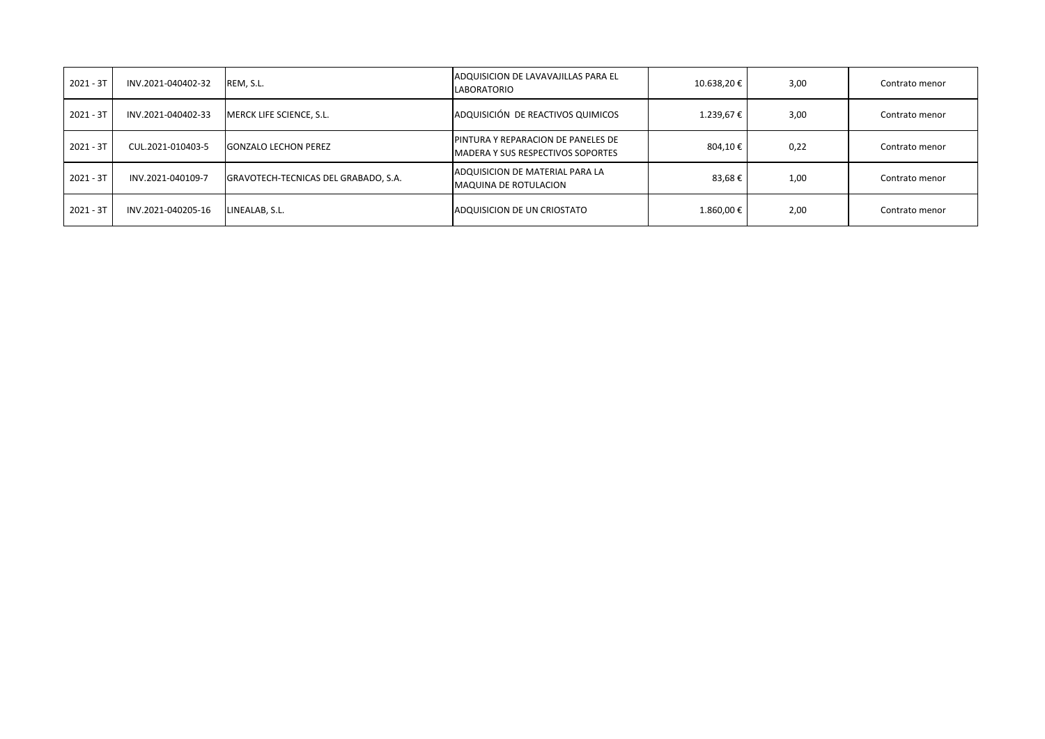| | | | | | | |
|---|---|---|---|---|---|---|
| 2021 - 3T | INV.2021-040402-32 | REM, S.L. | ADQUISICION DE LAVAVAJILLAS PARA EL LABORATORIO | 10.638,20 € | 3,00 | Contrato menor |
| 2021 - 3T | INV.2021-040402-33 | MERCK LIFE SCIENCE, S.L. | ADQUISICIÓN DE REACTIVOS QUIMICOS | 1.239,67 € | 3,00 | Contrato menor |
| 2021 - 3T | CUL.2021-010403-5 | GONZALO LECHON PEREZ | PINTURA Y REPARACION DE PANELES DE MADERA Y SUS RESPECTIVOS SOPORTES | 804,10 € | 0,22 | Contrato menor |
| 2021 - 3T | INV.2021-040109-7 | GRAVOTECH-TECNICAS DEL GRABADO, S.A. | ADQUISICION DE MATERIAL PARA LA MAQUINA DE ROTULACION | 83,68 € | 1,00 | Contrato menor |
| 2021 - 3T | INV.2021-040205-16 | LINEALAB, S.L. | ADQUISICION DE UN CRIOSTATO | 1.860,00 € | 2,00 | Contrato menor |